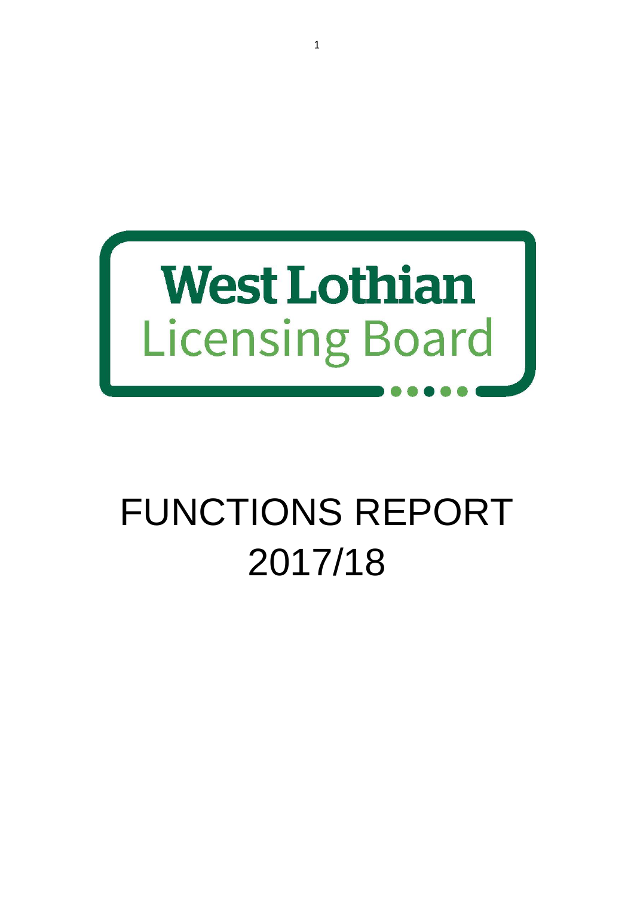West Lothian
Licensing Board

# FUNCTIONS REPORT 2017/18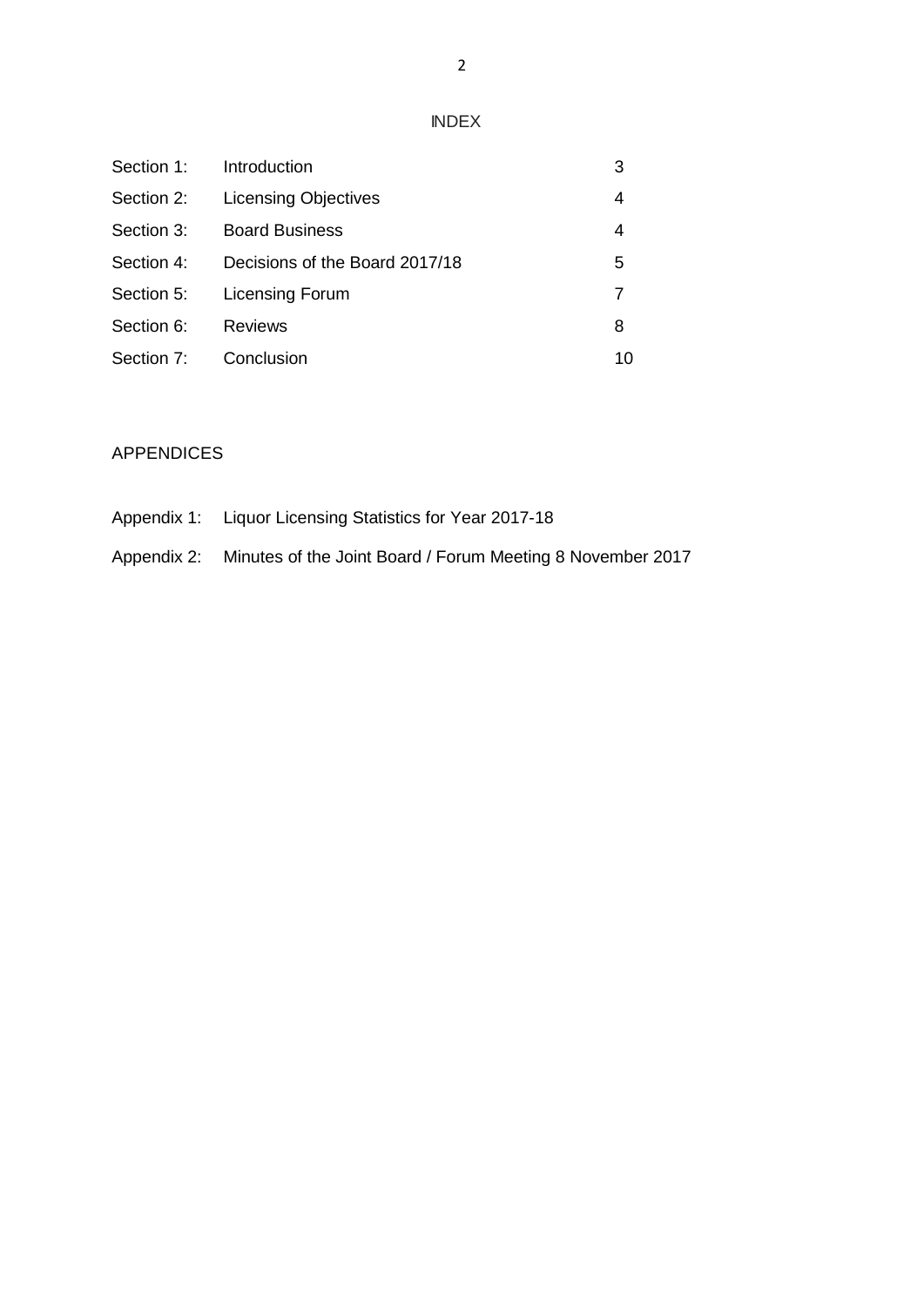# INDEX

| | | |
|---|---|---|
| Section 1: | Introduction | 3 |
| Section 2: | Licensing Objectives | 4 |
| Section 3: | Board Business | 4 |
| Section 4: | Decisions of the Board 2017/18 | 5 |
| Section 5: | Licensing Forum | 7 |
| Section 6: | Reviews | 8 |
| Section 7: | Conclusion | 10 |

## APPENDICES

Appendix 1: Liquor Licensing Statistics for Year 2017-18

Appendix 2: Minutes of the Joint Board / Forum Meeting 8 November 2017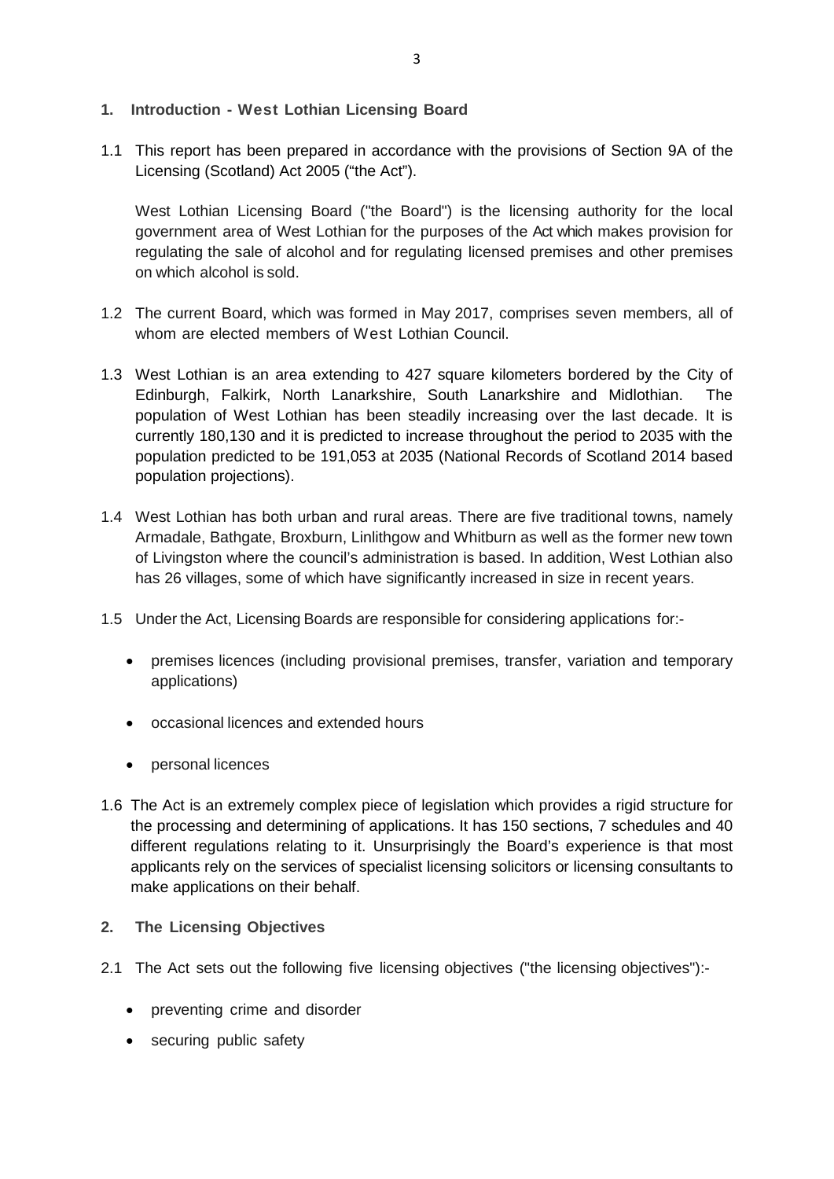## 1. Introduction - West Lothian Licensing Board

1.1 This report has been prepared in accordance with the provisions of Section 9A of the Licensing (Scotland) Act 2005 ("the Act").

West Lothian Licensing Board ("the Board") is the licensing authority for the local government area of West Lothian for the purposes of the Act which makes provision for regulating the sale of alcohol and for regulating licensed premises and other premises on which alcohol is sold.

1.2 The current Board, which was formed in May 2017, comprises seven members, all of whom are elected members of West Lothian Council.

1.3 West Lothian is an area extending to 427 square kilometers bordered by the City of Edinburgh, Falkirk, North Lanarkshire, South Lanarkshire and Midlothian. The population of West Lothian has been steadily increasing over the last decade. It is currently 180,130 and it is predicted to increase throughout the period to 2035 with the population predicted to be 191,053 at 2035 (National Records of Scotland 2014 based population projections).

1.4 West Lothian has both urban and rural areas. There are five traditional towns, namely Armadale, Bathgate, Broxburn, Linlithgow and Whitburn as well as the former new town of Livingston where the council's administration is based. In addition, West Lothian also has 26 villages, some of which have significantly increased in size in recent years.

1.5 Under the Act, Licensing Boards are responsible for considering applications for:-

- premises licences (including provisional premises, transfer, variation and temporary applications)
- occasional licences and extended hours
- personal licences

1.6 The Act is an extremely complex piece of legislation which provides a rigid structure for the processing and determining of applications. It has 150 sections, 7 schedules and 40 different regulations relating to it. Unsurprisingly the Board's experience is that most applicants rely on the services of specialist licensing solicitors or licensing consultants to make applications on their behalf.

## 2. The Licensing Objectives

2.1 The Act sets out the following five licensing objectives ("the licensing objectives"):-

- preventing crime and disorder
- securing public safety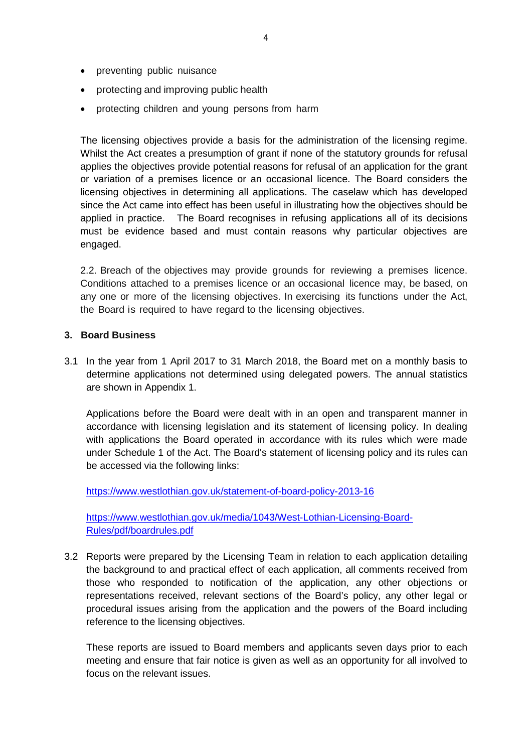- preventing public nuisance
- protecting and improving public health
- protecting children and young persons from harm

The licensing objectives provide a basis for the administration of the licensing regime. Whilst the Act creates a presumption of grant if none of the statutory grounds for refusal applies the objectives provide potential reasons for refusal of an application for the grant or variation of a premises licence or an occasional licence. The Board considers the licensing objectives in determining all applications. The caselaw which has developed since the Act came into effect has been useful in illustrating how the objectives should be applied in practice. The Board recognises in refusing applications all of its decisions must be evidence based and must contain reasons why particular objectives are engaged.

2.2. Breach of the objectives may provide grounds for reviewing a premises licence. Conditions attached to a premises licence or an occasional licence may, be based, on any one or more of the licensing objectives. In exercising its functions under the Act, the Board is required to have regard to the licensing objectives.

### 3. Board Business

3.1 In the year from 1 April 2017 to 31 March 2018, the Board met on a monthly basis to determine applications not determined using delegated powers. The annual statistics are shown in Appendix 1.

Applications before the Board were dealt with in an open and transparent manner in accordance with licensing legislation and its statement of licensing policy. In dealing with applications the Board operated in accordance with its rules which were made under Schedule 1 of the Act. The Board's statement of licensing policy and its rules can be accessed via the following links:

https://www.westlothian.gov.uk/statement-of-board-policy-2013-16

https://www.westlothian.gov.uk/media/1043/West-Lothian-Licensing-Board-Rules/pdf/boardrules.pdf

3.2 Reports were prepared by the Licensing Team in relation to each application detailing the background to and practical effect of each application, all comments received from those who responded to notification of the application, any other objections or representations received, relevant sections of the Board's policy, any other legal or procedural issues arising from the application and the powers of the Board including reference to the licensing objectives.

These reports are issued to Board members and applicants seven days prior to each meeting and ensure that fair notice is given as well as an opportunity for all involved to focus on the relevant issues.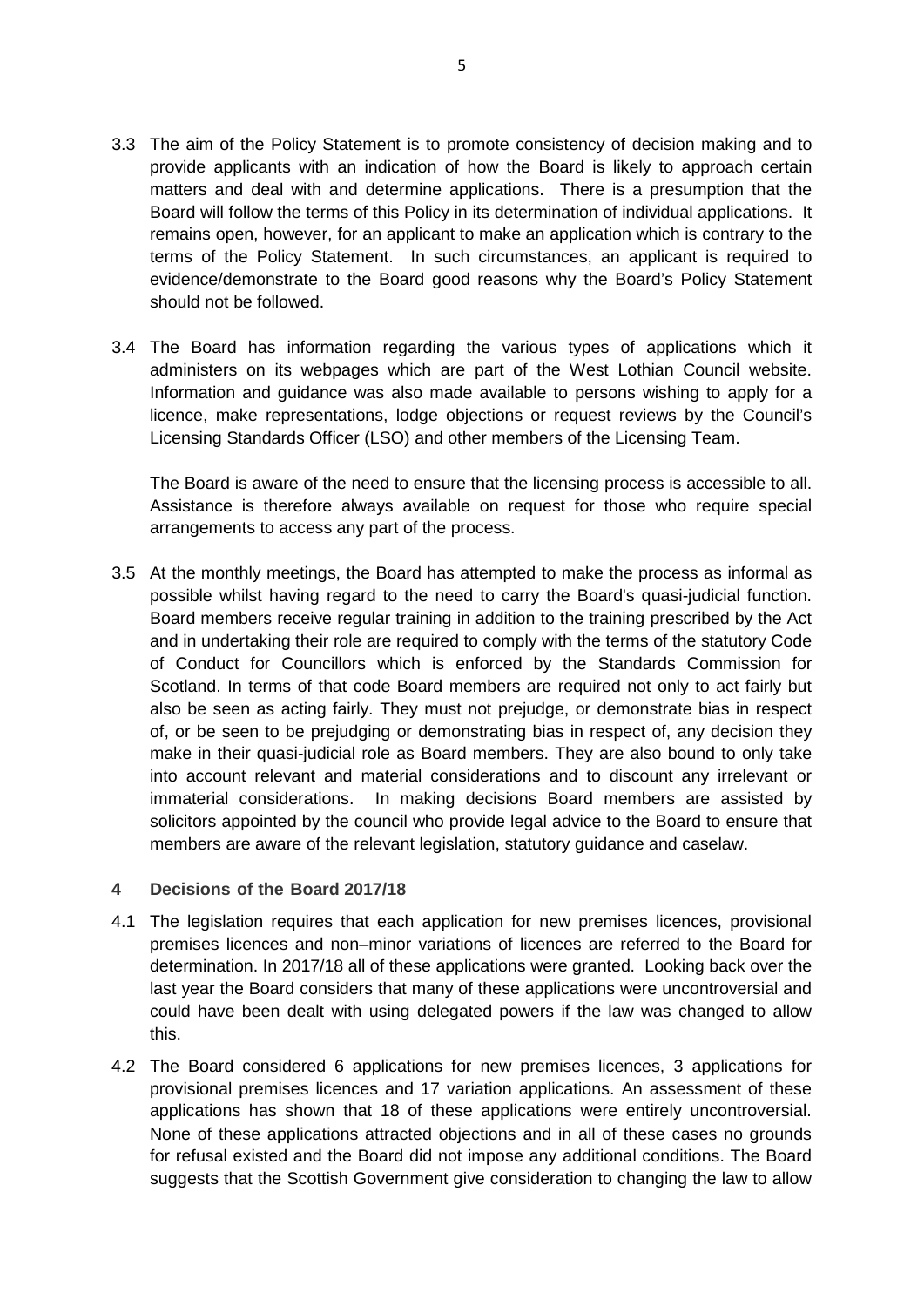3.3 The aim of the Policy Statement is to promote consistency of decision making and to provide applicants with an indication of how the Board is likely to approach certain matters and deal with and determine applications. There is a presumption that the Board will follow the terms of this Policy in its determination of individual applications. It remains open, however, for an applicant to make an application which is contrary to the terms of the Policy Statement. In such circumstances, an applicant is required to evidence/demonstrate to the Board good reasons why the Board's Policy Statement should not be followed.

3.4 The Board has information regarding the various types of applications which it administers on its webpages which are part of the West Lothian Council website. Information and guidance was also made available to persons wishing to apply for a licence, make representations, lodge objections or request reviews by the Council's Licensing Standards Officer (LSO) and other members of the Licensing Team.

The Board is aware of the need to ensure that the licensing process is accessible to all. Assistance is therefore always available on request for those who require special arrangements to access any part of the process.

3.5 At the monthly meetings, the Board has attempted to make the process as informal as possible whilst having regard to the need to carry the Board's quasi-judicial function. Board members receive regular training in addition to the training prescribed by the Act and in undertaking their role are required to comply with the terms of the statutory Code of Conduct for Councillors which is enforced by the Standards Commission for Scotland. In terms of that code Board members are required not only to act fairly but also be seen as acting fairly. They must not prejudge, or demonstrate bias in respect of, or be seen to be prejudging or demonstrating bias in respect of, any decision they make in their quasi-judicial role as Board members. They are also bound to only take into account relevant and material considerations and to discount any irrelevant or immaterial considerations. In making decisions Board members are assisted by solicitors appointed by the council who provide legal advice to the Board to ensure that members are aware of the relevant legislation, statutory guidance and caselaw.

## 4 Decisions of the Board 2017/18

4.1 The legislation requires that each application for new premises licences, provisional premises licences and non–minor variations of licences are referred to the Board for determination. In 2017/18 all of these applications were granted. Looking back over the last year the Board considers that many of these applications were uncontroversial and could have been dealt with using delegated powers if the law was changed to allow this.

4.2 The Board considered 6 applications for new premises licences, 3 applications for provisional premises licences and 17 variation applications. An assessment of these applications has shown that 18 of these applications were entirely uncontroversial. None of these applications attracted objections and in all of these cases no grounds for refusal existed and the Board did not impose any additional conditions. The Board suggests that the Scottish Government give consideration to changing the law to allow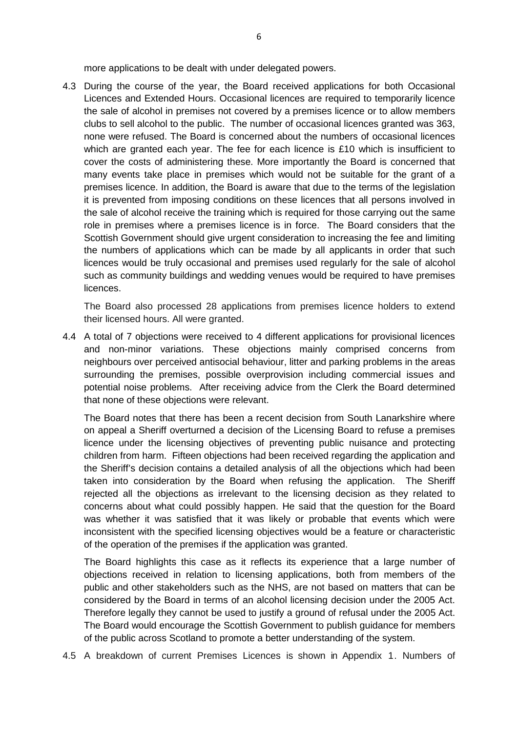more applications to be dealt with under delegated powers.

4.3 During the course of the year, the Board received applications for both Occasional Licences and Extended Hours. Occasional licences are required to temporarily licence the sale of alcohol in premises not covered by a premises licence or to allow members clubs to sell alcohol to the public. The number of occasional licences granted was 363, none were refused. The Board is concerned about the numbers of occasional licences which are granted each year. The fee for each licence is £10 which is insufficient to cover the costs of administering these. More importantly the Board is concerned that many events take place in premises which would not be suitable for the grant of a premises licence. In addition, the Board is aware that due to the terms of the legislation it is prevented from imposing conditions on these licences that all persons involved in the sale of alcohol receive the training which is required for those carrying out the same role in premises where a premises licence is in force. The Board considers that the Scottish Government should give urgent consideration to increasing the fee and limiting the numbers of applications which can be made by all applicants in order that such licences would be truly occasional and premises used regularly for the sale of alcohol such as community buildings and wedding venues would be required to have premises licences.

The Board also processed 28 applications from premises licence holders to extend their licensed hours. All were granted.

4.4 A total of 7 objections were received to 4 different applications for provisional licences and non-minor variations. These objections mainly comprised concerns from neighbours over perceived antisocial behaviour, litter and parking problems in the areas surrounding the premises, possible overprovision including commercial issues and potential noise problems. After receiving advice from the Clerk the Board determined that none of these objections were relevant.

The Board notes that there has been a recent decision from South Lanarkshire where on appeal a Sheriff overturned a decision of the Licensing Board to refuse a premises licence under the licensing objectives of preventing public nuisance and protecting children from harm. Fifteen objections had been received regarding the application and the Sheriff's decision contains a detailed analysis of all the objections which had been taken into consideration by the Board when refusing the application. The Sheriff rejected all the objections as irrelevant to the licensing decision as they related to concerns about what could possibly happen. He said that the question for the Board was whether it was satisfied that it was likely or probable that events which were inconsistent with the specified licensing objectives would be a feature or characteristic of the operation of the premises if the application was granted.

The Board highlights this case as it reflects its experience that a large number of objections received in relation to licensing applications, both from members of the public and other stakeholders such as the NHS, are not based on matters that can be considered by the Board in terms of an alcohol licensing decision under the 2005 Act. Therefore legally they cannot be used to justify a ground of refusal under the 2005 Act. The Board would encourage the Scottish Government to publish guidance for members of the public across Scotland to promote a better understanding of the system.

4.5 A breakdown of current Premises Licences is shown in Appendix 1. Numbers of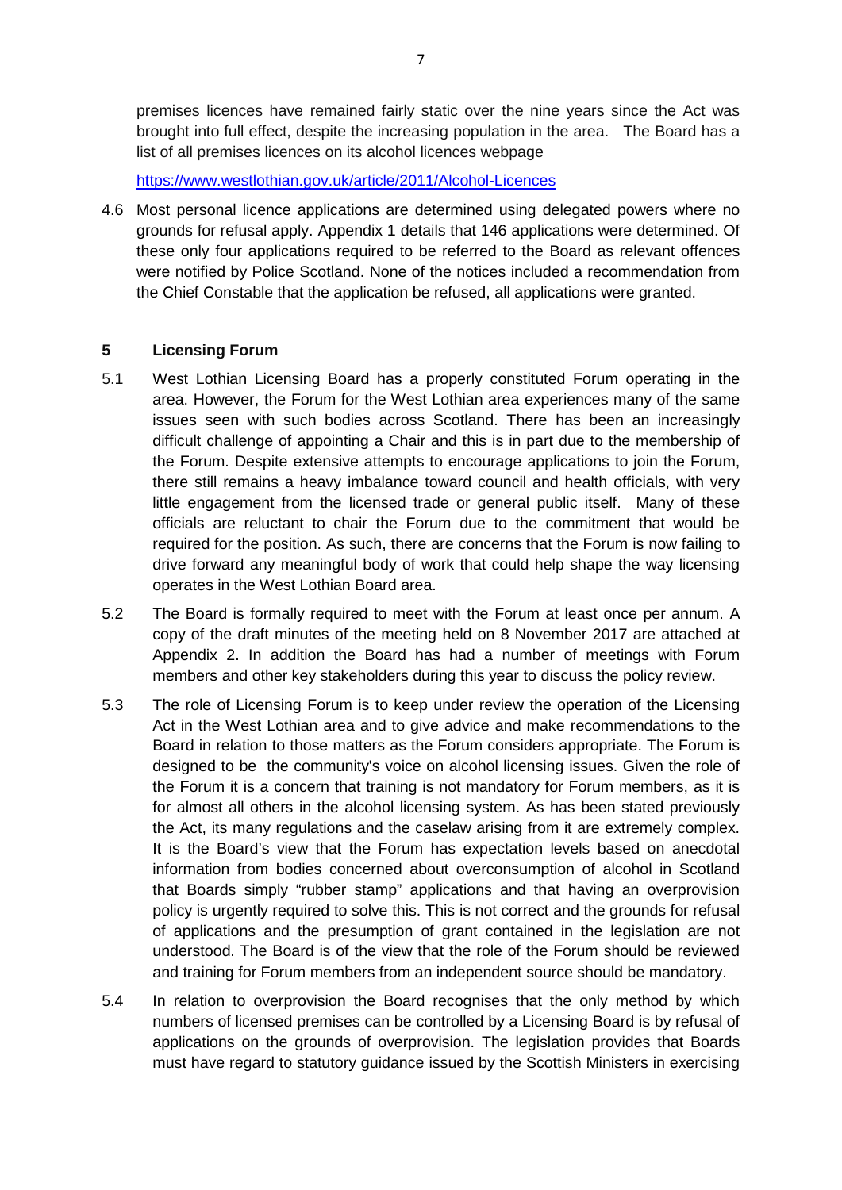premises licences have remained fairly static over the nine years since the Act was brought into full effect, despite the increasing population in the area. The Board has a list of all premises licences on its alcohol licences webpage

https://www.westlothian.gov.uk/article/2011/Alcohol-Licences

4.6 Most personal licence applications are determined using delegated powers where no grounds for refusal apply. Appendix 1 details that 146 applications were determined. Of these only four applications required to be referred to the Board as relevant offences were notified by Police Scotland. None of the notices included a recommendation from the Chief Constable that the application be refused, all applications were granted.

## 5 Licensing Forum

5.1 West Lothian Licensing Board has a properly constituted Forum operating in the area. However, the Forum for the West Lothian area experiences many of the same issues seen with such bodies across Scotland. There has been an increasingly difficult challenge of appointing a Chair and this is in part due to the membership of the Forum. Despite extensive attempts to encourage applications to join the Forum, there still remains a heavy imbalance toward council and health officials, with very little engagement from the licensed trade or general public itself. Many of these officials are reluctant to chair the Forum due to the commitment that would be required for the position. As such, there are concerns that the Forum is now failing to drive forward any meaningful body of work that could help shape the way licensing operates in the West Lothian Board area.

5.2 The Board is formally required to meet with the Forum at least once per annum. A copy of the draft minutes of the meeting held on 8 November 2017 are attached at Appendix 2. In addition the Board has had a number of meetings with Forum members and other key stakeholders during this year to discuss the policy review.

5.3 The role of Licensing Forum is to keep under review the operation of the Licensing Act in the West Lothian area and to give advice and make recommendations to the Board in relation to those matters as the Forum considers appropriate. The Forum is designed to be the community's voice on alcohol licensing issues. Given the role of the Forum it is a concern that training is not mandatory for Forum members, as it is for almost all others in the alcohol licensing system. As has been stated previously the Act, its many regulations and the caselaw arising from it are extremely complex. It is the Board's view that the Forum has expectation levels based on anecdotal information from bodies concerned about overconsumption of alcohol in Scotland that Boards simply "rubber stamp" applications and that having an overprovision policy is urgently required to solve this. This is not correct and the grounds for refusal of applications and the presumption of grant contained in the legislation are not understood. The Board is of the view that the role of the Forum should be reviewed and training for Forum members from an independent source should be mandatory.

5.4 In relation to overprovision the Board recognises that the only method by which numbers of licensed premises can be controlled by a Licensing Board is by refusal of applications on the grounds of overprovision. The legislation provides that Boards must have regard to statutory guidance issued by the Scottish Ministers in exercising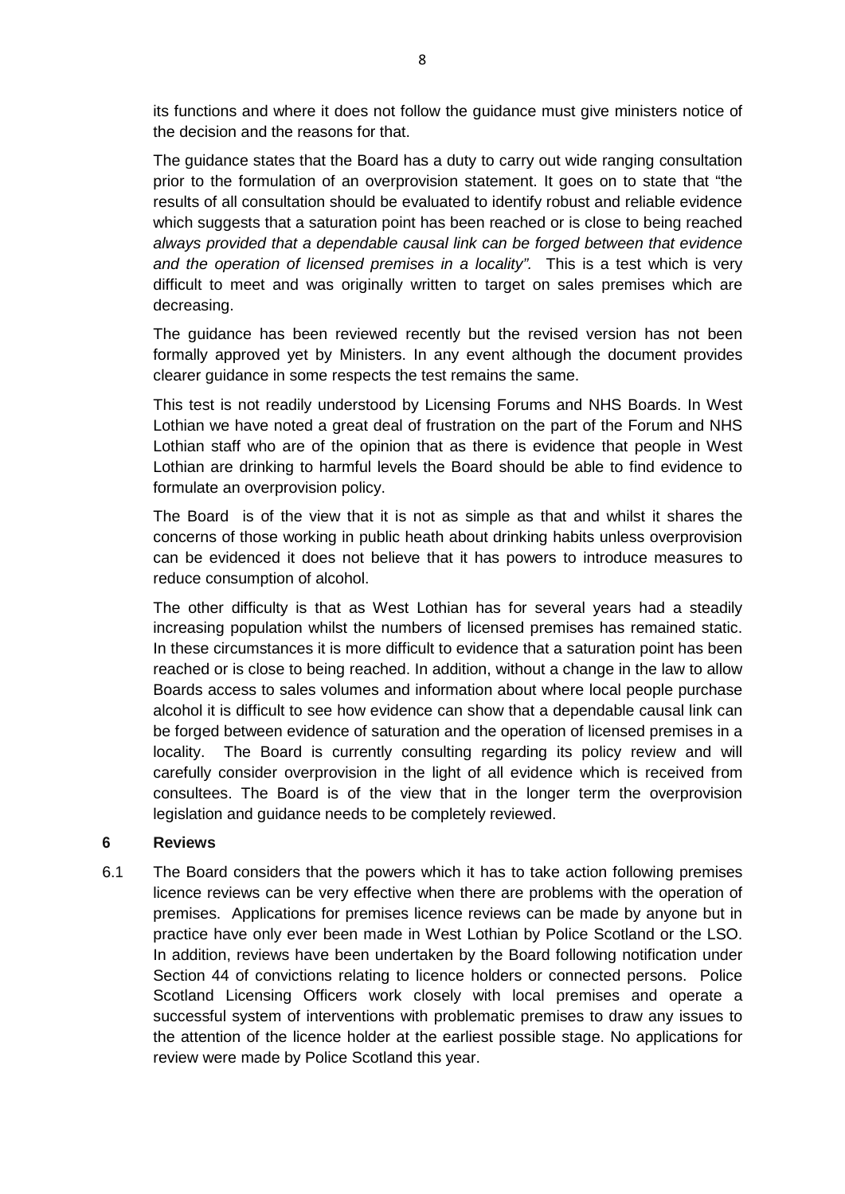its functions and where it does not follow the guidance must give ministers notice of the decision and the reasons for that.

The guidance states that the Board has a duty to carry out wide ranging consultation prior to the formulation of an overprovision statement. It goes on to state that "the results of all consultation should be evaluated to identify robust and reliable evidence which suggests that a saturation point has been reached or is close to being reached *always provided that a dependable causal link can be forged between that evidence and the operation of licensed premises in a locality".* This is a test which is very difficult to meet and was originally written to target on sales premises which are decreasing.

The guidance has been reviewed recently but the revised version has not been formally approved yet by Ministers. In any event although the document provides clearer guidance in some respects the test remains the same.

This test is not readily understood by Licensing Forums and NHS Boards. In West Lothian we have noted a great deal of frustration on the part of the Forum and NHS Lothian staff who are of the opinion that as there is evidence that people in West Lothian are drinking to harmful levels the Board should be able to find evidence to formulate an overprovision policy.

The Board is of the view that it is not as simple as that and whilst it shares the concerns of those working in public heath about drinking habits unless overprovision can be evidenced it does not believe that it has powers to introduce measures to reduce consumption of alcohol.

The other difficulty is that as West Lothian has for several years had a steadily increasing population whilst the numbers of licensed premises has remained static. In these circumstances it is more difficult to evidence that a saturation point has been reached or is close to being reached. In addition, without a change in the law to allow Boards access to sales volumes and information about where local people purchase alcohol it is difficult to see how evidence can show that a dependable causal link can be forged between evidence of saturation and the operation of licensed premises in a locality. The Board is currently consulting regarding its policy review and will carefully consider overprovision in the light of all evidence which is received from consultees. The Board is of the view that in the longer term the overprovision legislation and guidance needs to be completely reviewed.

## 6 Reviews

6.1 The Board considers that the powers which it has to take action following premises licence reviews can be very effective when there are problems with the operation of premises. Applications for premises licence reviews can be made by anyone but in practice have only ever been made in West Lothian by Police Scotland or the LSO. In addition, reviews have been undertaken by the Board following notification under Section 44 of convictions relating to licence holders or connected persons. Police Scotland Licensing Officers work closely with local premises and operate a successful system of interventions with problematic premises to draw any issues to the attention of the licence holder at the earliest possible stage. No applications for review were made by Police Scotland this year.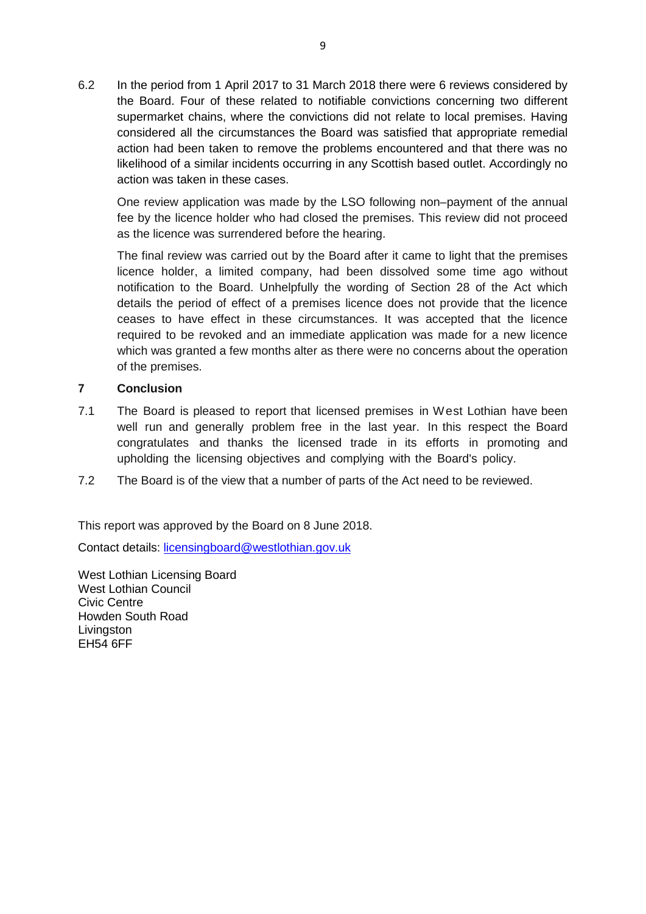6.2 In the period from 1 April 2017 to 31 March 2018 there were 6 reviews considered by the Board. Four of these related to notifiable convictions concerning two different supermarket chains, where the convictions did not relate to local premises. Having considered all the circumstances the Board was satisfied that appropriate remedial action had been taken to remove the problems encountered and that there was no likelihood of a similar incidents occurring in any Scottish based outlet. Accordingly no action was taken in these cases.

One review application was made by the LSO following non–payment of the annual fee by the licence holder who had closed the premises. This review did not proceed as the licence was surrendered before the hearing.

The final review was carried out by the Board after it came to light that the premises licence holder, a limited company, had been dissolved some time ago without notification to the Board. Unhelpfully the wording of Section 28 of the Act which details the period of effect of a premises licence does not provide that the licence ceases to have effect in these circumstances. It was accepted that the licence required to be revoked and an immediate application was made for a new licence which was granted a few months alter as there were no concerns about the operation of the premises.

## 7 Conclusion

7.1 The Board is pleased to report that licensed premises in West Lothian have been well run and generally problem free in the last year. In this respect the Board congratulates and thanks the licensed trade in its efforts in promoting and upholding the licensing objectives and complying with the Board's policy.

7.2 The Board is of the view that a number of parts of the Act need to be reviewed.

This report was approved by the Board on 8 June 2018.

Contact details: licensingboard@westlothian.gov.uk

West Lothian Licensing Board
West Lothian Council
Civic Centre
Howden South Road
Livingston
EH54 6FF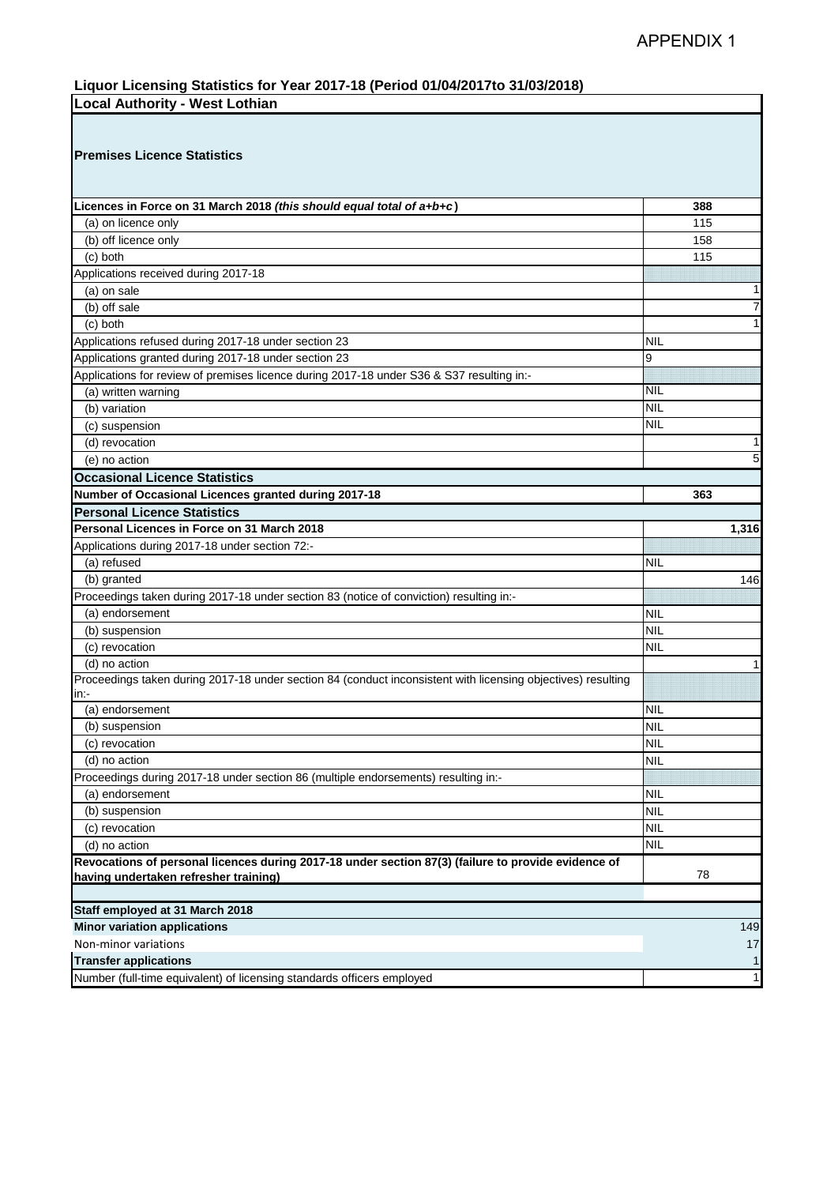APPENDIX 1

**Liquor Licensing Statistics for Year 2017-18 (Period 01/04/2017to 31/03/2018)**

| **Local Authority - West Lothian** | |
|---|---|
| **Premises Licence Statistics** | |
| **Licences in Force on 31 March 2018 *(this should equal total of a+b+c*)** | **388** |
| (a) on licence only | 115 |
| (b) off licence only | 158 |
| (c) both | 115 |
| Applications received during 2017-18 | |
| (a) on sale | 1 |
| (b) off sale | 7 |
| (c) both | 1 |
| Applications refused during 2017-18 under section 23 | NIL |
| Applications granted during 2017-18 under section 23 | 9 |
| Applications for review of premises licence during 2017-18 under S36 & S37 resulting in:- | |
| (a) written warning | NIL |
| (b) variation | NIL |
| (c) suspension | NIL |
| (d) revocation | 1 |
| (e) no action | 5 |
| **Occasional Licence Statistics** | |
| **Number of Occasional Licences granted during 2017-18** | **363** |
| **Personal Licence Statistics** | |
| **Personal Licences in Force on 31 March 2018** | **1,316** |
| Applications during 2017-18 under section 72:- | |
| (a) refused | NIL |
| (b) granted | 146 |
| Proceedings taken during 2017-18 under section 83 (notice of conviction) resulting in:- | |
| (a) endorsement | NIL |
| (b) suspension | NIL |
| (c) revocation | NIL |
| (d) no action | 1 |
| Proceedings taken during 2017-18 under section 84 (conduct inconsistent with licensing objectives) resulting in:- | |
| (a) endorsement | NIL |
| (b) suspension | NIL |
| (c) revocation | NIL |
| (d) no action | NIL |
| Proceedings taken during 2017-18 under section 86 (multiple endorsements) resulting in:- | |
| (a) endorsement | NIL |
| (b) suspension | NIL |
| (c) revocation | NIL |
| (d) no action | NIL |
| **Revocations of personal licences during 2017-18 under section 87(3) (failure to provide evidence of having undertaken refresher training)** | 78 |
| | |
| **Staff employed at 31 March 2018** | |
| **Minor variation applications** | 149 |
| Non-minor variations | 17 |
| **Transfer applications** | 1 |
| Number (full-time equivalent) of licensing standards officers employed | 1 |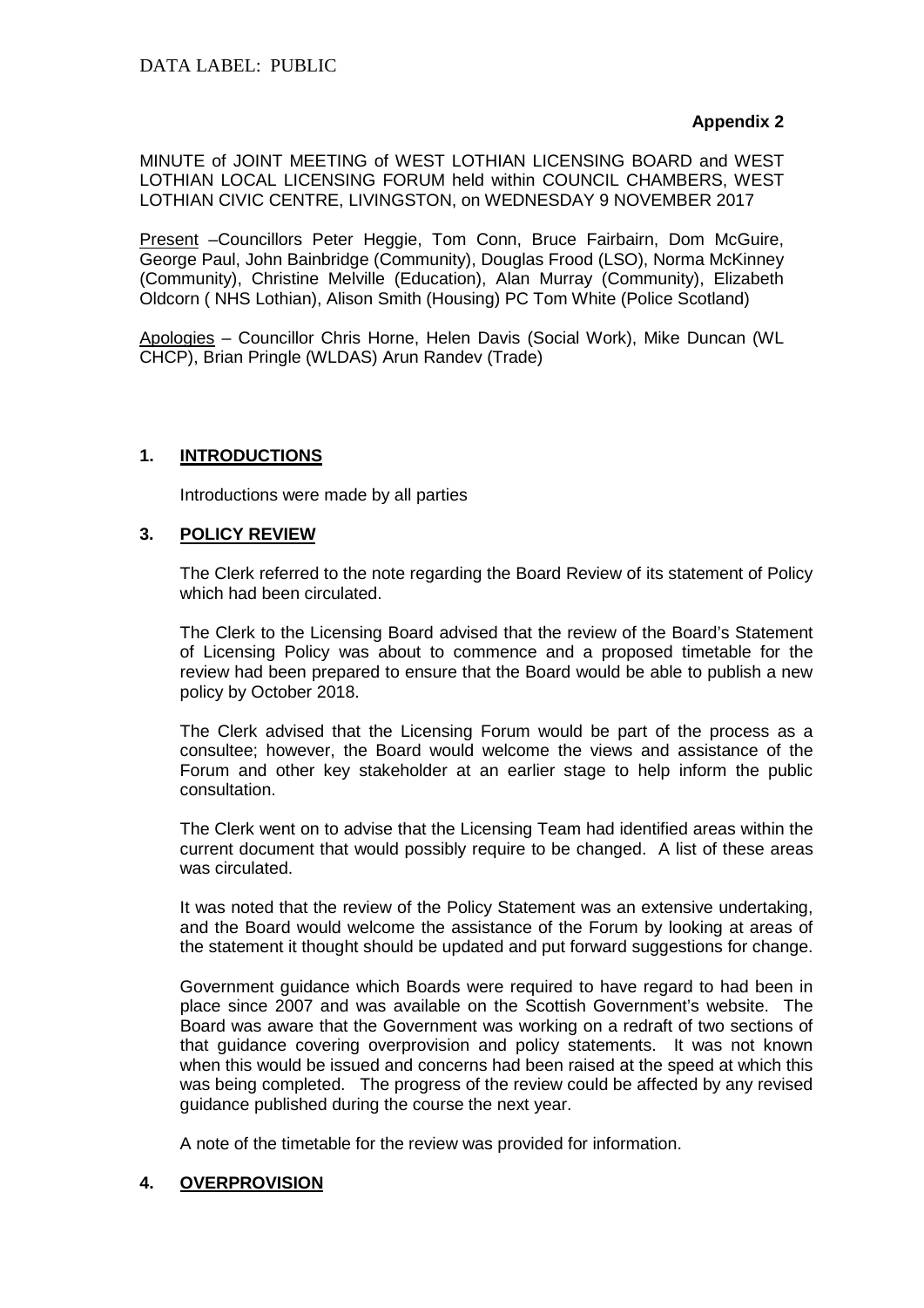DATA LABEL: PUBLIC

**Appendix 2**

MINUTE of JOINT MEETING of WEST LOTHIAN LICENSING BOARD and WEST LOTHIAN LOCAL LICENSING FORUM held within COUNCIL CHAMBERS, WEST LOTHIAN CIVIC CENTRE, LIVINGSTON, on WEDNESDAY 9 NOVEMBER 2017

Present –Councillors Peter Heggie, Tom Conn, Bruce Fairbairn, Dom McGuire, George Paul, John Bainbridge (Community), Douglas Frood (LSO), Norma McKinney (Community), Christine Melville (Education), Alan Murray (Community), Elizabeth Oldcorn ( NHS Lothian), Alison Smith (Housing) PC Tom White (Police Scotland)

Apologies – Councillor Chris Horne, Helen Davis (Social Work), Mike Duncan (WL CHCP), Brian Pringle (WLDAS) Arun Randev (Trade)

## 1. INTRODUCTIONS

Introductions were made by all parties

## 3. POLICY REVIEW

The Clerk referred to the note regarding the Board Review of its statement of Policy which had been circulated.

The Clerk to the Licensing Board advised that the review of the Board's Statement of Licensing Policy was about to commence and a proposed timetable for the review had been prepared to ensure that the Board would be able to publish a new policy by October 2018.

The Clerk advised that the Licensing Forum would be part of the process as a consultee; however, the Board would welcome the views and assistance of the Forum and other key stakeholder at an earlier stage to help inform the public consultation.

The Clerk went on to advise that the Licensing Team had identified areas within the current document that would possibly require to be changed. A list of these areas was circulated.

It was noted that the review of the Policy Statement was an extensive undertaking, and the Board would welcome the assistance of the Forum by looking at areas of the statement it thought should be updated and put forward suggestions for change.

Government guidance which Boards were required to have regard to had been in place since 2007 and was available on the Scottish Government's website. The Board was aware that the Government was working on a redraft of two sections of that guidance covering overprovision and policy statements. It was not known when this would be issued and concerns had been raised at the speed at which this was being completed. The progress of the review could be affected by any revised guidance published during the course the next year.

A note of the timetable for the review was provided for information.

## 4. OVERPROVISION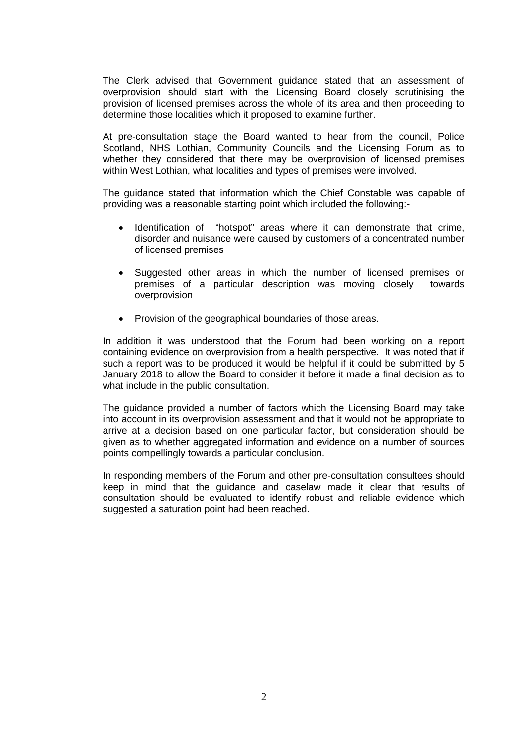The Clerk advised that Government guidance stated that an assessment of overprovision should start with the Licensing Board closely scrutinising the provision of licensed premises across the whole of its area and then proceeding to determine those localities which it proposed to examine further.

At pre-consultation stage the Board wanted to hear from the council, Police Scotland, NHS Lothian, Community Councils and the Licensing Forum as to whether they considered that there may be overprovision of licensed premises within West Lothian, what localities and types of premises were involved.

The guidance stated that information which the Chief Constable was capable of providing was a reasonable starting point which included the following:-

- Identification of "hotspot" areas where it can demonstrate that crime, disorder and nuisance were caused by customers of a concentrated number of licensed premises

- Suggested other areas in which the number of licensed premises or premises of a particular description was moving closely towards overprovision

- Provision of the geographical boundaries of those areas.

In addition it was understood that the Forum had been working on a report containing evidence on overprovision from a health perspective. It was noted that if such a report was to be produced it would be helpful if it could be submitted by 5 January 2018 to allow the Board to consider it before it made a final decision as to what include in the public consultation.

The guidance provided a number of factors which the Licensing Board may take into account in its overprovision assessment and that it would not be appropriate to arrive at a decision based on one particular factor, but consideration should be given as to whether aggregated information and evidence on a number of sources points compellingly towards a particular conclusion.

In responding members of the Forum and other pre-consultation consultees should keep in mind that the guidance and caselaw made it clear that results of consultation should be evaluated to identify robust and reliable evidence which suggested a saturation point had been reached.